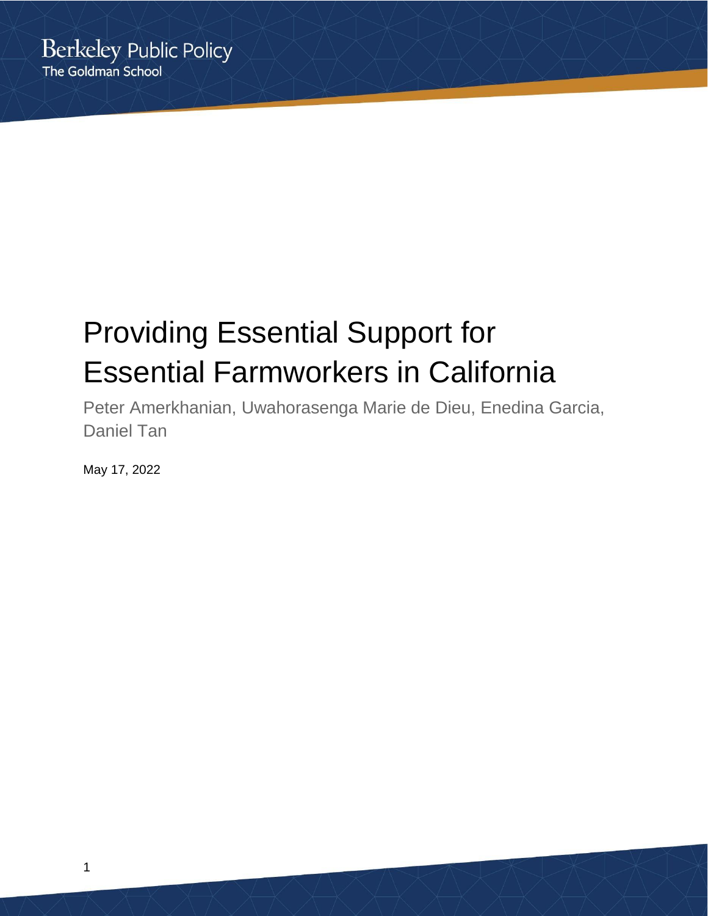Berkeley Public Policy
The Goldman School

# Providing Essential Support for Essential Farmworkers in California

Peter Amerkhanian, Uwahorasenga Marie de Dieu, Enedina Garcia, Daniel Tan

May 17, 2022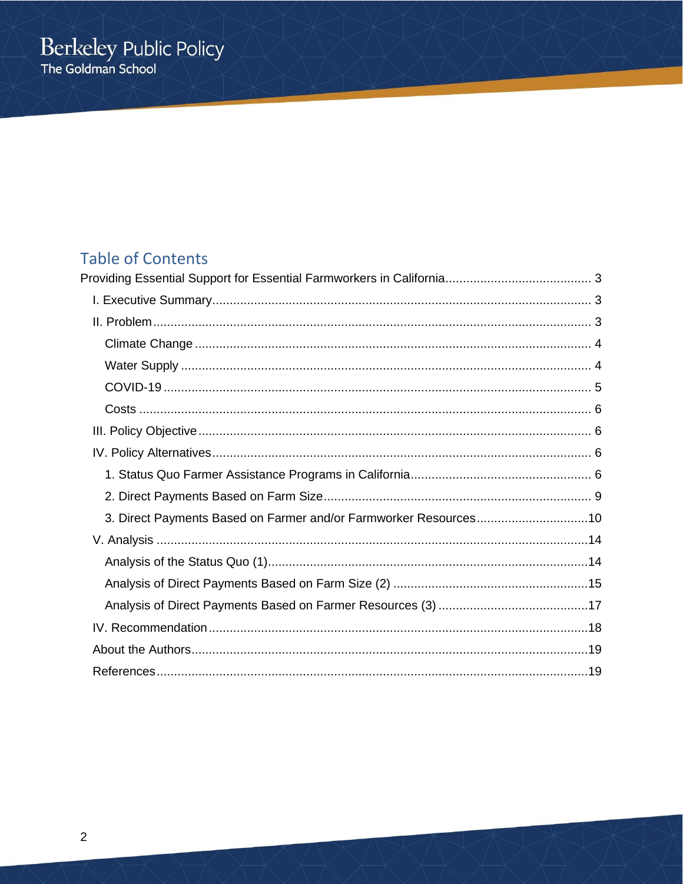## Table of Contents

Providing Essential Support for Essential Farmworkers in California.......................................... 3

- I. Executive Summary.......................................................................................................... 3
- II. Problem.......................................................................................................................... 3
  - Climate Change .............................................................................................................. 4
  - Water Supply .................................................................................................................. 4
  - COVID-19 ....................................................................................................................... 5
  - Costs .............................................................................................................................. 6
- III. Policy Objective............................................................................................................. 6
- IV. Policy Alternatives......................................................................................................... 6
  - 1. Status Quo Farmer Assistance Programs in California.................................................. 6
  - 2. Direct Payments Based on Farm Size........................................................................... 9
  - 3. Direct Payments Based on Farmer and/or Farmworker Resources................................10
- V. Analysis .........................................................................................................................14
  - Analysis of the Status Quo (1)..........................................................................................14
  - Analysis of Direct Payments Based on Farm Size (2) .......................................................15
  - Analysis of Direct Payments Based on Farmer Resources (3) ..........................................17
- IV. Recommendation..........................................................................................................18
- About the Authors................................................................................................................19
- References..........................................................................................................................19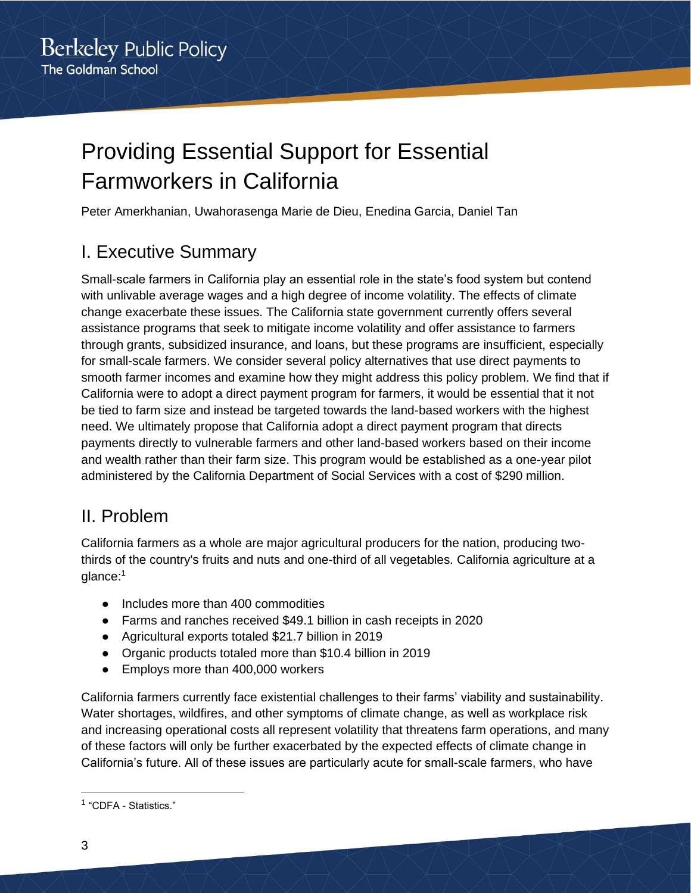# Providing Essential Support for Essential Farmworkers in California

Peter Amerkhanian, Uwahorasenga Marie de Dieu, Enedina Garcia, Daniel Tan

## I. Executive Summary

Small-scale farmers in California play an essential role in the state's food system but contend with unlivable average wages and a high degree of income volatility. The effects of climate change exacerbate these issues. The California state government currently offers several assistance programs that seek to mitigate income volatility and offer assistance to farmers through grants, subsidized insurance, and loans, but these programs are insufficient, especially for small-scale farmers. We consider several policy alternatives that use direct payments to smooth farmer incomes and examine how they might address this policy problem. We find that if California were to adopt a direct payment program for farmers, it would be essential that it not be tied to farm size and instead be targeted towards the land-based workers with the highest need. We ultimately propose that California adopt a direct payment program that directs payments directly to vulnerable farmers and other land-based workers based on their income and wealth rather than their farm size. This program would be established as a one-year pilot administered by the California Department of Social Services with a cost of $290 million.

## II. Problem

California farmers as a whole are major agricultural producers for the nation, producing two-thirds of the country's fruits and nuts and one-third of all vegetables. California agriculture at a glance:[1]

- Includes more than 400 commodities
- Farms and ranches received $49.1 billion in cash receipts in 2020
- Agricultural exports totaled $21.7 billion in 2019
- Organic products totaled more than $10.4 billion in 2019
- Employs more than 400,000 workers

California farmers currently face existential challenges to their farms' viability and sustainability. Water shortages, wildfires, and other symptoms of climate change, as well as workplace risk and increasing operational costs all represent volatility that threatens farm operations, and many of these factors will only be further exacerbated by the expected effects of climate change in California's future. All of these issues are particularly acute for small-scale farmers, who have

[1] "CDFA - Statistics."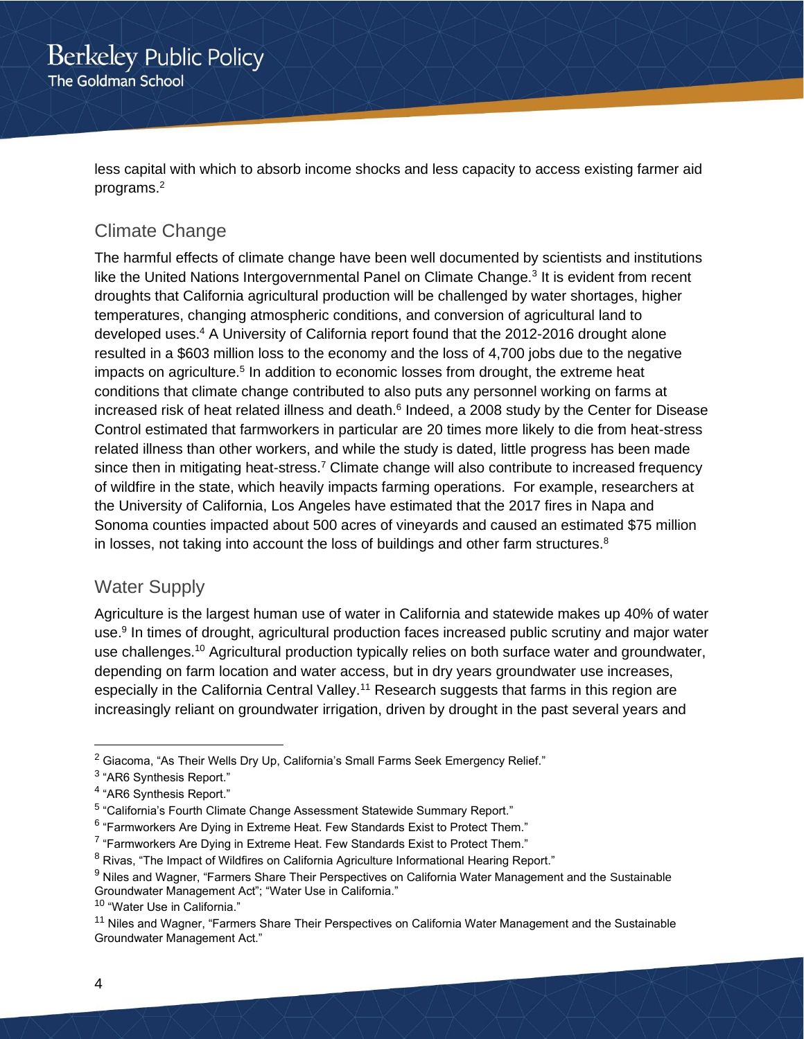less capital with which to absorb income shocks and less capacity to access existing farmer aid programs.[2]

## Climate Change

The harmful effects of climate change have been well documented by scientists and institutions like the United Nations Intergovernmental Panel on Climate Change.[3] It is evident from recent droughts that California agricultural production will be challenged by water shortages, higher temperatures, changing atmospheric conditions, and conversion of agricultural land to developed uses.[4] A University of California report found that the 2012-2016 drought alone resulted in a $603 million loss to the economy and the loss of 4,700 jobs due to the negative impacts on agriculture.[5] In addition to economic losses from drought, the extreme heat conditions that climate change contributed to also puts any personnel working on farms at increased risk of heat related illness and death.[6] Indeed, a 2008 study by the Center for Disease Control estimated that farmworkers in particular are 20 times more likely to die from heat-stress related illness than other workers, and while the study is dated, little progress has been made since then in mitigating heat-stress.[7] Climate change will also contribute to increased frequency of wildfire in the state, which heavily impacts farming operations. For example, researchers at the University of California, Los Angeles have estimated that the 2017 fires in Napa and Sonoma counties impacted about 500 acres of vineyards and caused an estimated $75 million in losses, not taking into account the loss of buildings and other farm structures.[8]

## Water Supply

Agriculture is the largest human use of water in California and statewide makes up 40% of water use.[9] In times of drought, agricultural production faces increased public scrutiny and major water use challenges.[10] Agricultural production typically relies on both surface water and groundwater, depending on farm location and water access, but in dry years groundwater use increases, especially in the California Central Valley.[11] Research suggests that farms in this region are increasingly reliant on groundwater irrigation, driven by drought in the past several years and

---

[2] Giacoma, "As Their Wells Dry Up, California's Small Farms Seek Emergency Relief."

[3] "AR6 Synthesis Report."

[4] "AR6 Synthesis Report."

[5] "California's Fourth Climate Change Assessment Statewide Summary Report."

[6] "Farmworkers Are Dying in Extreme Heat. Few Standards Exist to Protect Them."

[7] "Farmworkers Are Dying in Extreme Heat. Few Standards Exist to Protect Them."

[8] Rivas, "The Impact of Wildfires on California Agriculture Informational Hearing Report."

[9] Niles and Wagner, "Farmers Share Their Perspectives on California Water Management and the Sustainable Groundwater Management Act"; "Water Use in California."

[10] "Water Use in California."

[11] Niles and Wagner, "Farmers Share Their Perspectives on California Water Management and the Sustainable Groundwater Management Act."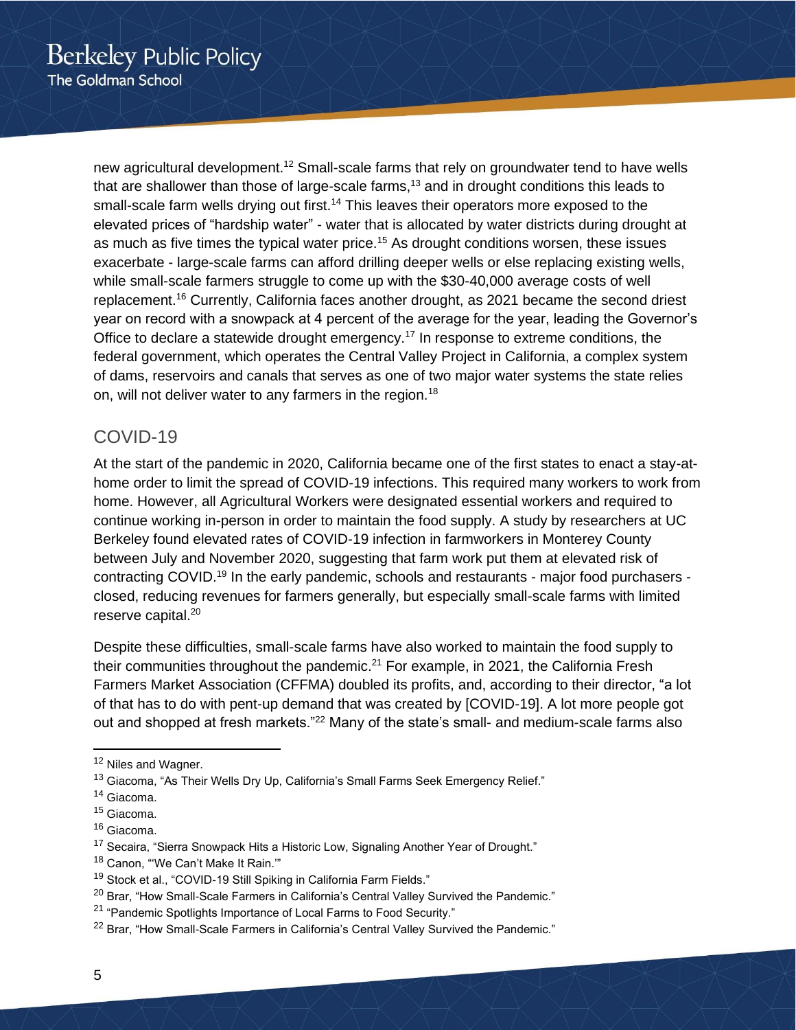new agricultural development.[12] Small-scale farms that rely on groundwater tend to have wells that are shallower than those of large-scale farms,[13] and in drought conditions this leads to small-scale farm wells drying out first.[14] This leaves their operators more exposed to the elevated prices of "hardship water" - water that is allocated by water districts during drought at as much as five times the typical water price.[15] As drought conditions worsen, these issues exacerbate - large-scale farms can afford drilling deeper wells or else replacing existing wells, while small-scale farmers struggle to come up with the $30-40,000 average costs of well replacement.[16] Currently, California faces another drought, as 2021 became the second driest year on record with a snowpack at 4 percent of the average for the year, leading the Governor's Office to declare a statewide drought emergency.[17] In response to extreme conditions, the federal government, which operates the Central Valley Project in California, a complex system of dams, reservoirs and canals that serves as one of two major water systems the state relies on, will not deliver water to any farmers in the region.[18]

## COVID-19

At the start of the pandemic in 2020, California became one of the first states to enact a stay-at-home order to limit the spread of COVID-19 infections. This required many workers to work from home. However, all Agricultural Workers were designated essential workers and required to continue working in-person in order to maintain the food supply. A study by researchers at UC Berkeley found elevated rates of COVID-19 infection in farmworkers in Monterey County between July and November 2020, suggesting that farm work put them at elevated risk of contracting COVID.[19] In the early pandemic, schools and restaurants - major food purchasers - closed, reducing revenues for farmers generally, but especially small-scale farms with limited reserve capital.[20]

Despite these difficulties, small-scale farms have also worked to maintain the food supply to their communities throughout the pandemic.[21] For example, in 2021, the California Fresh Farmers Market Association (CFFMA) doubled its profits, and, according to their director, "a lot of that has to do with pent-up demand that was created by [COVID-19]. A lot more people got out and shopped at fresh markets."[22] Many of the state's small- and medium-scale farms also

---

[12] Niles and Wagner.

[13] Giacoma, "As Their Wells Dry Up, California's Small Farms Seek Emergency Relief."

[14] Giacoma.

[15] Giacoma.

[16] Giacoma.

[17] Secaira, "Sierra Snowpack Hits a Historic Low, Signaling Another Year of Drought."

[18] Canon, "'We Can't Make It Rain.'"

[19] Stock et al., "COVID-19 Still Spiking in California Farm Fields."

[20] Brar, "How Small-Scale Farmers in California's Central Valley Survived the Pandemic."

[21] "Pandemic Spotlights Importance of Local Farms to Food Security."

[22] Brar, "How Small-Scale Farmers in California's Central Valley Survived the Pandemic."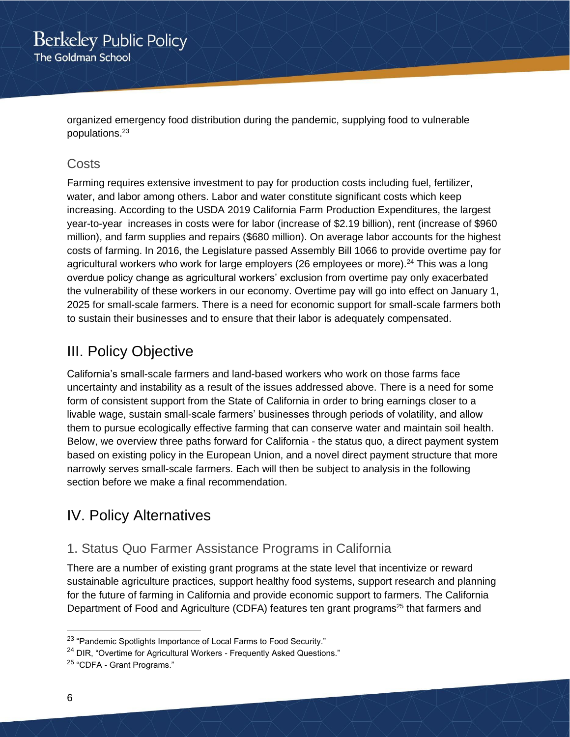organized emergency food distribution during the pandemic, supplying food to vulnerable populations.[23]

### Costs

Farming requires extensive investment to pay for production costs including fuel, fertilizer, water, and labor among others. Labor and water constitute significant costs which keep increasing. According to the USDA 2019 California Farm Production Expenditures, the largest year-to-year increases in costs were for labor (increase of $2.19 billion), rent (increase of $960 million), and farm supplies and repairs ($680 million). On average labor accounts for the highest costs of farming. In 2016, the Legislature passed Assembly Bill 1066 to provide overtime pay for agricultural workers who work for large employers (26 employees or more).[24] This was a long overdue policy change as agricultural workers' exclusion from overtime pay only exacerbated the vulnerability of these workers in our economy. Overtime pay will go into effect on January 1, 2025 for small-scale farmers. There is a need for economic support for small-scale farmers both to sustain their businesses and to ensure that their labor is adequately compensated.

## III. Policy Objective

California's small-scale farmers and land-based workers who work on those farms face uncertainty and instability as a result of the issues addressed above. There is a need for some form of consistent support from the State of California in order to bring earnings closer to a livable wage, sustain small-scale farmers' businesses through periods of volatility, and allow them to pursue ecologically effective farming that can conserve water and maintain soil health. Below, we overview three paths forward for California - the status quo, a direct payment system based on existing policy in the European Union, and a novel direct payment structure that more narrowly serves small-scale farmers. Each will then be subject to analysis in the following section before we make a final recommendation.

## IV. Policy Alternatives

### 1. Status Quo Farmer Assistance Programs in California

There are a number of existing grant programs at the state level that incentivize or reward sustainable agriculture practices, support healthy food systems, support research and planning for the future of farming in California and provide economic support to farmers. The California Department of Food and Agriculture (CDFA) features ten grant programs[25] that farmers and

---

[23] "Pandemic Spotlights Importance of Local Farms to Food Security."

[24] DIR, "Overtime for Agricultural Workers - Frequently Asked Questions."

[25] "CDFA - Grant Programs."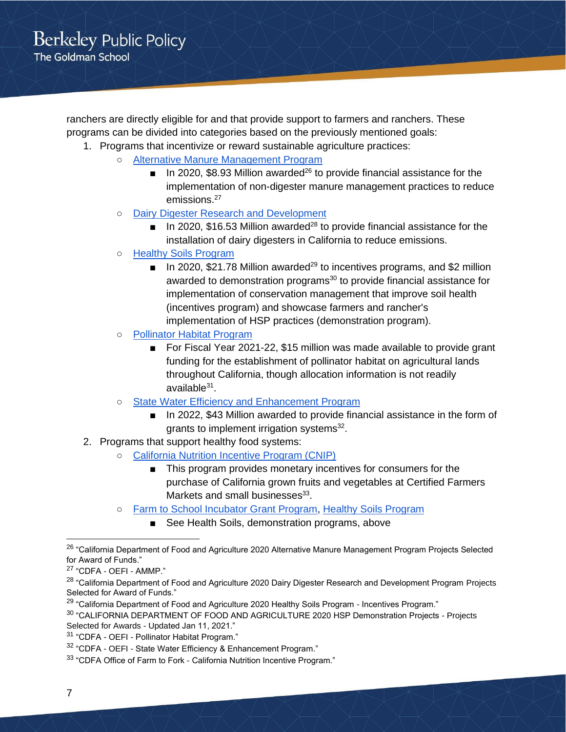ranchers are directly eligible for and that provide support to farmers and ranchers. These programs can be divided into categories based on the previously mentioned goals:

1. Programs that incentivize or reward sustainable agriculture practices:
   - Alternative Manure Management Program
     - In 2020, $8.93 Million awarded[26] to provide financial assistance for the implementation of non-digester manure management practices to reduce emissions.[27]
   - Dairy Digester Research and Development
     - In 2020, $16.53 Million awarded[28] to provide financial assistance for the installation of dairy digesters in California to reduce emissions.
   - Healthy Soils Program
     - In 2020, $21.78 Million awarded[29] to incentives programs, and $2 million awarded to demonstration programs[30] to provide financial assistance for implementation of conservation management that improve soil health (incentives program) and showcase farmers and rancher's implementation of HSP practices (demonstration program).
   - Pollinator Habitat Program
     - For Fiscal Year 2021-22, $15 million was made available to provide grant funding for the establishment of pollinator habitat on agricultural lands throughout California, though allocation information is not readily available[31].
   - State Water Efficiency and Enhancement Program
     - In 2022, $43 Million awarded to provide financial assistance in the form of grants to implement irrigation systems[32].
2. Programs that support healthy food systems:
   - California Nutrition Incentive Program (CNIP)
     - This program provides monetary incentives for consumers for the purchase of California grown fruits and vegetables at Certified Farmers Markets and small businesses[33].
   - Farm to School Incubator Grant Program, Healthy Soils Program
     - See Health Soils, demonstration programs, above

---

[26] "California Department of Food and Agriculture 2020 Alternative Manure Management Program Projects Selected for Award of Funds."

[27] "CDFA - OEFI - AMMP."

[28] "California Department of Food and Agriculture 2020 Dairy Digester Research and Development Program Projects Selected for Award of Funds."

[29] "California Department of Food and Agriculture 2020 Healthy Soils Program - Incentives Program."

[30] "CALIFORNIA DEPARTMENT OF FOOD AND AGRICULTURE 2020 HSP Demonstration Projects - Projects Selected for Awards - Updated Jan 11, 2021."

[31] "CDFA - OEFI - Pollinator Habitat Program."

[32] "CDFA - OEFI - State Water Efficiency & Enhancement Program."

[33] "CDFA Office of Farm to Fork - California Nutrition Incentive Program."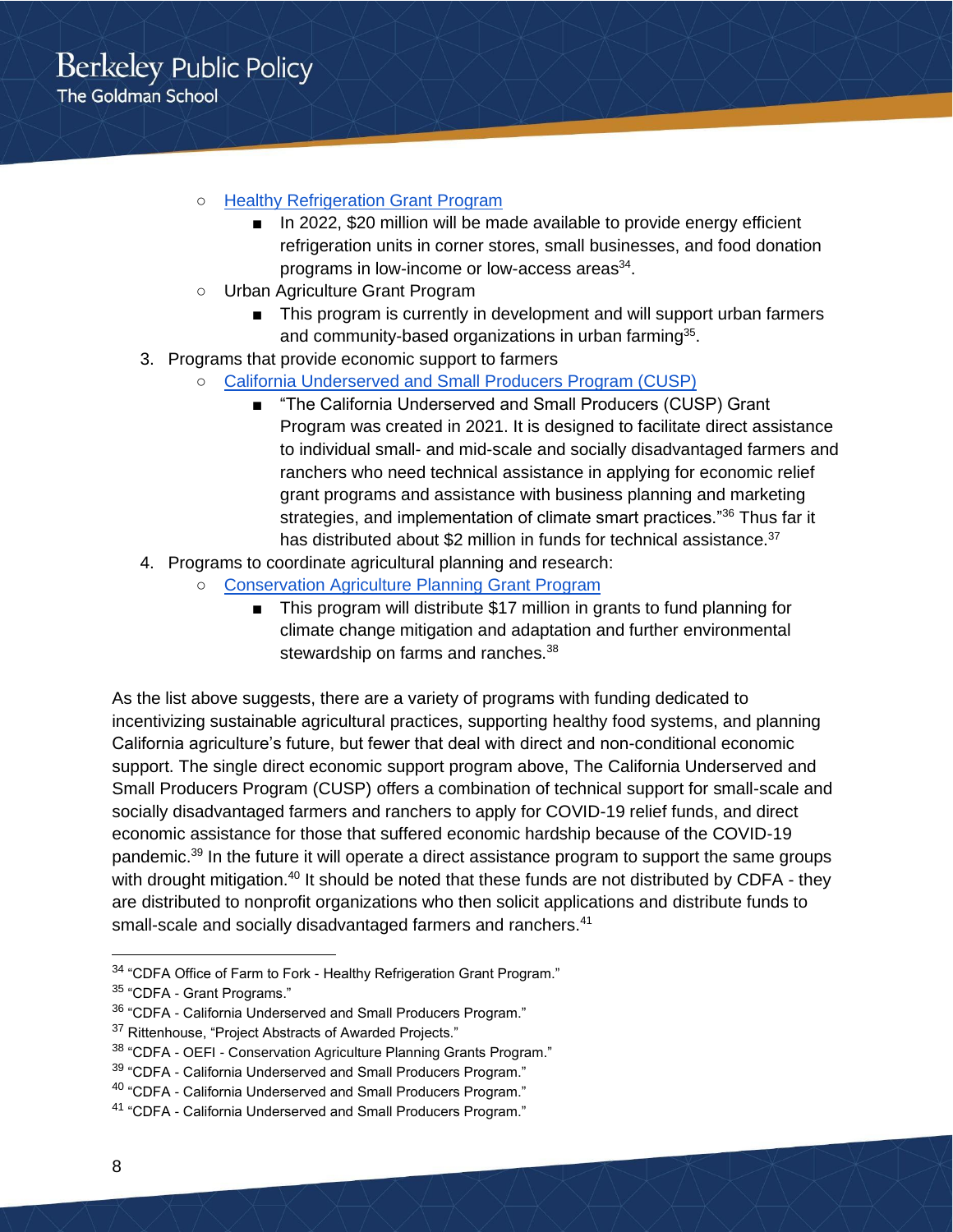- Healthy Refrigeration Grant Program
    - In 2022, $20 million will be made available to provide energy efficient refrigeration units in corner stores, small businesses, and food donation programs in low-income or low-access areas[34].
- Urban Agriculture Grant Program
    - This program is currently in development and will support urban farmers and community-based organizations in urban farming[35].

3. Programs that provide economic support to farmers
    - California Underserved and Small Producers Program (CUSP)
        - "The California Underserved and Small Producers (CUSP) Grant Program was created in 2021. It is designed to facilitate direct assistance to individual small- and mid-scale and socially disadvantaged farmers and ranchers who need technical assistance in applying for economic relief grant programs and assistance with business planning and marketing strategies, and implementation of climate smart practices."[36] Thus far it has distributed about $2 million in funds for technical assistance.[37]
4. Programs to coordinate agricultural planning and research:
    - Conservation Agriculture Planning Grant Program
        - This program will distribute $17 million in grants to fund planning for climate change mitigation and adaptation and further environmental stewardship on farms and ranches.[38]

As the list above suggests, there are a variety of programs with funding dedicated to incentivizing sustainable agricultural practices, supporting healthy food systems, and planning California agriculture's future, but fewer that deal with direct and non-conditional economic support. The single direct economic support program above, The California Underserved and Small Producers Program (CUSP) offers a combination of technical support for small-scale and socially disadvantaged farmers and ranchers to apply for COVID-19 relief funds, and direct economic assistance for those that suffered economic hardship because of the COVID-19 pandemic.[39] In the future it will operate a direct assistance program to support the same groups with drought mitigation.[40] It should be noted that these funds are not distributed by CDFA - they are distributed to nonprofit organizations who then solicit applications and distribute funds to small-scale and socially disadvantaged farmers and ranchers.[41]

---

[34] "CDFA Office of Farm to Fork - Healthy Refrigeration Grant Program."
[35] "CDFA - Grant Programs."
[36] "CDFA - California Underserved and Small Producers Program."
[37] Rittenhouse, "Project Abstracts of Awarded Projects."
[38] "CDFA - OEFI - Conservation Agriculture Planning Grants Program."
[39] "CDFA - California Underserved and Small Producers Program."
[40] "CDFA - California Underserved and Small Producers Program."
[41] "CDFA - California Underserved and Small Producers Program."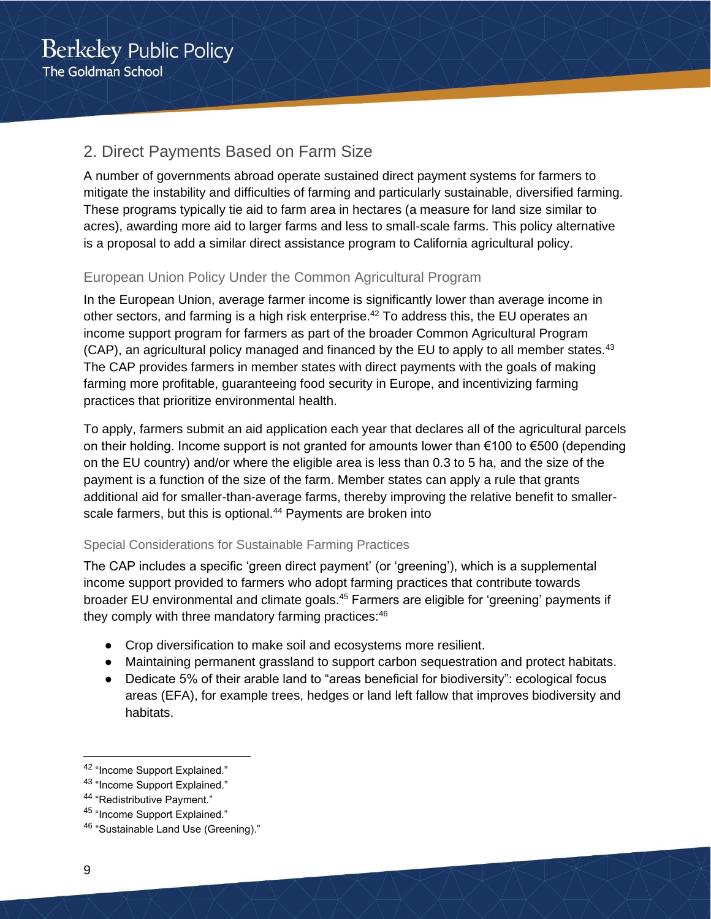## 2. Direct Payments Based on Farm Size

A number of governments abroad operate sustained direct payment systems for farmers to mitigate the instability and difficulties of farming and particularly sustainable, diversified farming. These programs typically tie aid to farm area in hectares (a measure for land size similar to acres), awarding more aid to larger farms and less to small-scale farms. This policy alternative is a proposal to add a similar direct assistance program to California agricultural policy.

### European Union Policy Under the Common Agricultural Program

In the European Union, average farmer income is significantly lower than average income in other sectors, and farming is a high risk enterprise.[42] To address this, the EU operates an income support program for farmers as part of the broader Common Agricultural Program (CAP), an agricultural policy managed and financed by the EU to apply to all member states.[43] The CAP provides farmers in member states with direct payments with the goals of making farming more profitable, guaranteeing food security in Europe, and incentivizing farming practices that prioritize environmental health.

To apply, farmers submit an aid application each year that declares all of the agricultural parcels on their holding. Income support is not granted for amounts lower than €100 to €500 (depending on the EU country) and/or where the eligible area is less than 0.3 to 5 ha, and the size of the payment is a function of the size of the farm. Member states can apply a rule that grants additional aid for smaller-than-average farms, thereby improving the relative benefit to smaller-scale farmers, but this is optional.[44] Payments are broken into

#### Special Considerations for Sustainable Farming Practices

The CAP includes a specific 'green direct payment' (or 'greening'), which is a supplemental income support provided to farmers who adopt farming practices that contribute towards broader EU environmental and climate goals.[45] Farmers are eligible for 'greening' payments if they comply with three mandatory farming practices:[46]

- Crop diversification to make soil and ecosystems more resilient.
- Maintaining permanent grassland to support carbon sequestration and protect habitats.
- Dedicate 5% of their arable land to "areas beneficial for biodiversity": ecological focus areas (EFA), for example trees, hedges or land left fallow that improves biodiversity and habitats.

---

[42] "Income Support Explained."
[43] "Income Support Explained."
[44] "Redistributive Payment."
[45] "Income Support Explained."
[46] "Sustainable Land Use (Greening)."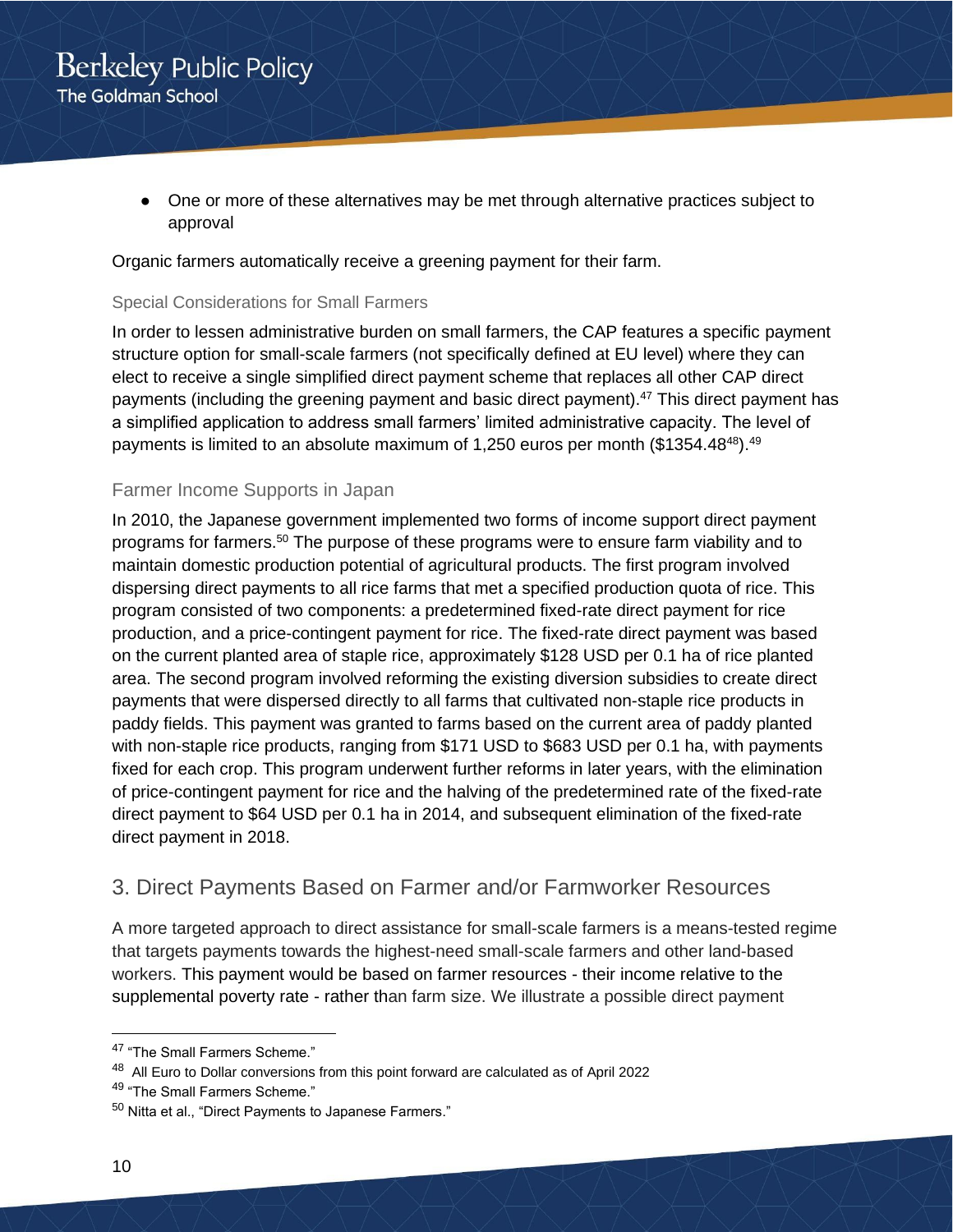- One or more of these alternatives may be met through alternative practices subject to approval

Organic farmers automatically receive a greening payment for their farm.

### Special Considerations for Small Farmers

In order to lessen administrative burden on small farmers, the CAP features a specific payment structure option for small-scale farmers (not specifically defined at EU level) where they can elect to receive a single simplified direct payment scheme that replaces all other CAP direct payments (including the greening payment and basic direct payment).[47] This direct payment has a simplified application to address small farmers' limited administrative capacity. The level of payments is limited to an absolute maximum of 1,250 euros per month ($1354.48[48]).[49]

### Farmer Income Supports in Japan

In 2010, the Japanese government implemented two forms of income support direct payment programs for farmers.[50] The purpose of these programs were to ensure farm viability and to maintain domestic production potential of agricultural products. The first program involved dispersing direct payments to all rice farms that met a specified production quota of rice. This program consisted of two components: a predetermined fixed-rate direct payment for rice production, and a price-contingent payment for rice. The fixed-rate direct payment was based on the current planted area of staple rice, approximately $128 USD per 0.1 ha of rice planted area. The second program involved reforming the existing diversion subsidies to create direct payments that were dispersed directly to all farms that cultivated non-staple rice products in paddy fields. This payment was granted to farms based on the current area of paddy planted with non-staple rice products, ranging from $171 USD to $683 USD per 0.1 ha, with payments fixed for each crop. This program underwent further reforms in later years, with the elimination of price-contingent payment for rice and the halving of the predetermined rate of the fixed-rate direct payment to $64 USD per 0.1 ha in 2014, and subsequent elimination of the fixed-rate direct payment in 2018.

## 3. Direct Payments Based on Farmer and/or Farmworker Resources

A more targeted approach to direct assistance for small-scale farmers is a means-tested regime that targets payments towards the highest-need small-scale farmers and other land-based workers. This payment would be based on farmer resources - their income relative to the supplemental poverty rate - rather than farm size. We illustrate a possible direct payment

---

[47] "The Small Farmers Scheme."

[48] All Euro to Dollar conversions from this point forward are calculated as of April 2022

[49] "The Small Farmers Scheme."

[50] Nitta et al., "Direct Payments to Japanese Farmers."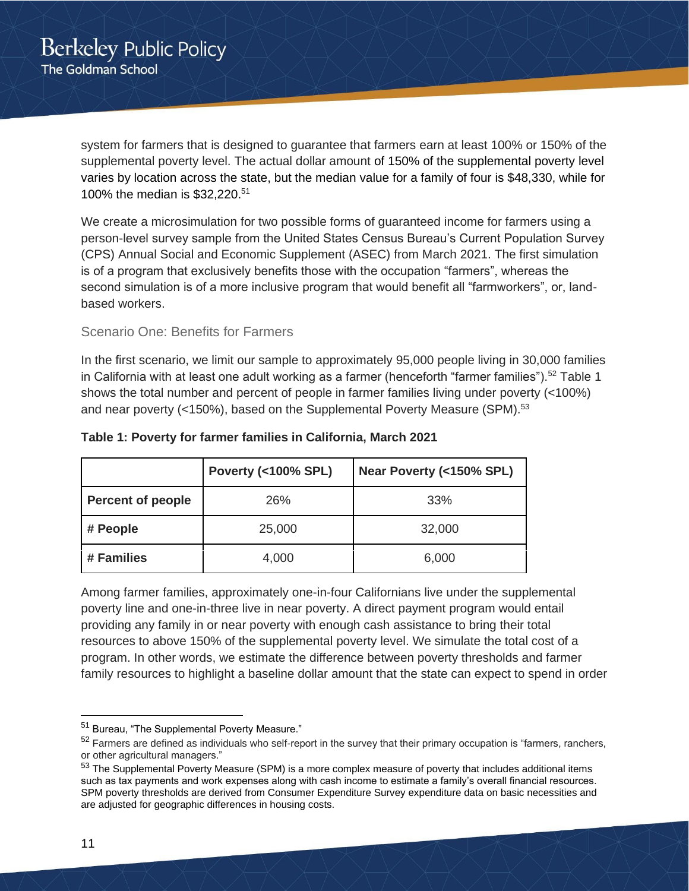system for farmers that is designed to guarantee that farmers earn at least 100% or 150% of the supplemental poverty level. The actual dollar amount of 150% of the supplemental poverty level varies by location across the state, but the median value for a family of four is $48,330, while for 100% the median is $32,220.[51]

We create a microsimulation for two possible forms of guaranteed income for farmers using a person-level survey sample from the United States Census Bureau's Current Population Survey (CPS) Annual Social and Economic Supplement (ASEC) from March 2021. The first simulation is of a program that exclusively benefits those with the occupation "farmers", whereas the second simulation is of a more inclusive program that would benefit all "farmworkers", or, land-based workers.

### Scenario One: Benefits for Farmers

In the first scenario, we limit our sample to approximately 95,000 people living in 30,000 families in California with at least one adult working as a farmer (henceforth "farmer families").[52] Table 1 shows the total number and percent of people in farmer families living under poverty (<100%) and near poverty (<150%), based on the Supplemental Poverty Measure (SPM).[53]

**Table 1: Poverty for farmer families in California, March 2021**

| | Poverty (<100% SPL) | Near Poverty (<150% SPL) |
|---|---|---|
| **Percent of people** | 26% | 33% |
| **# People** | 25,000 | 32,000 |
| **# Families** | 4,000 | 6,000 |

Among farmer families, approximately one-in-four Californians live under the supplemental poverty line and one-in-three live in near poverty. A direct payment program would entail providing any family in or near poverty with enough cash assistance to bring their total resources to above 150% of the supplemental poverty level. We simulate the total cost of a program. In other words, we estimate the difference between poverty thresholds and farmer family resources to highlight a baseline dollar amount that the state can expect to spend in order

---

[51] Bureau, "The Supplemental Poverty Measure."

[52] Farmers are defined as individuals who self-report in the survey that their primary occupation is "farmers, ranchers, or other agricultural managers."

[53] The Supplemental Poverty Measure (SPM) is a more complex measure of poverty that includes additional items such as tax payments and work expenses along with cash income to estimate a family's overall financial resources. SPM poverty thresholds are derived from Consumer Expenditure Survey expenditure data on basic necessities and are adjusted for geographic differences in housing costs.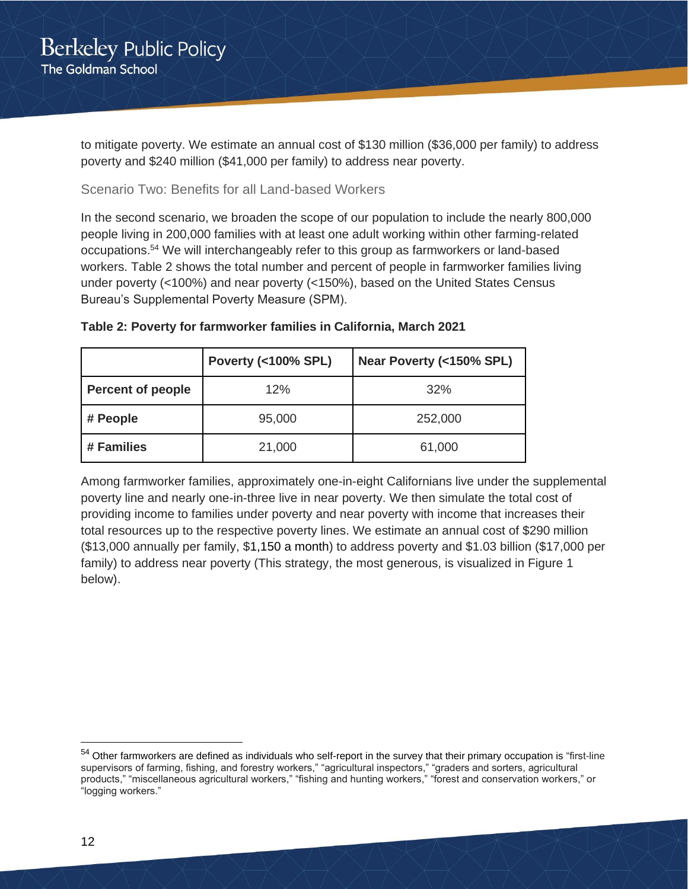to mitigate poverty. We estimate an annual cost of $130 million ($36,000 per family) to address poverty and $240 million ($41,000 per family) to address near poverty.

### Scenario Two: Benefits for all Land-based Workers

In the second scenario, we broaden the scope of our population to include the nearly 800,000 people living in 200,000 families with at least one adult working within other farming-related occupations.[54] We will interchangeably refer to this group as farmworkers or land-based workers. Table 2 shows the total number and percent of people in farmworker families living under poverty (<100%) and near poverty (<150%), based on the United States Census Bureau's Supplemental Poverty Measure (SPM).

**Table 2: Poverty for farmworker families in California, March 2021**

| | Poverty (<100% SPL) | Near Poverty (<150% SPL) |
|---|---|---|
| **Percent of people** | 12% | 32% |
| **# People** | 95,000 | 252,000 |
| **# Families** | 21,000 | 61,000 |

Among farmworker families, approximately one-in-eight Californians live under the supplemental poverty line and nearly one-in-three live in near poverty. We then simulate the total cost of providing income to families under poverty and near poverty with income that increases their total resources up to the respective poverty lines. We estimate an annual cost of $290 million ($13,000 annually per family, $1,150 a month) to address poverty and $1.03 billion ($17,000 per family) to address near poverty (This strategy, the most generous, is visualized in Figure 1 below).

[54] Other farmworkers are defined as individuals who self-report in the survey that their primary occupation is "first-line supervisors of farming, fishing, and forestry workers," "agricultural inspectors," "graders and sorters, agricultural products," "miscellaneous agricultural workers," "fishing and hunting workers," "forest and conservation workers," or "logging workers."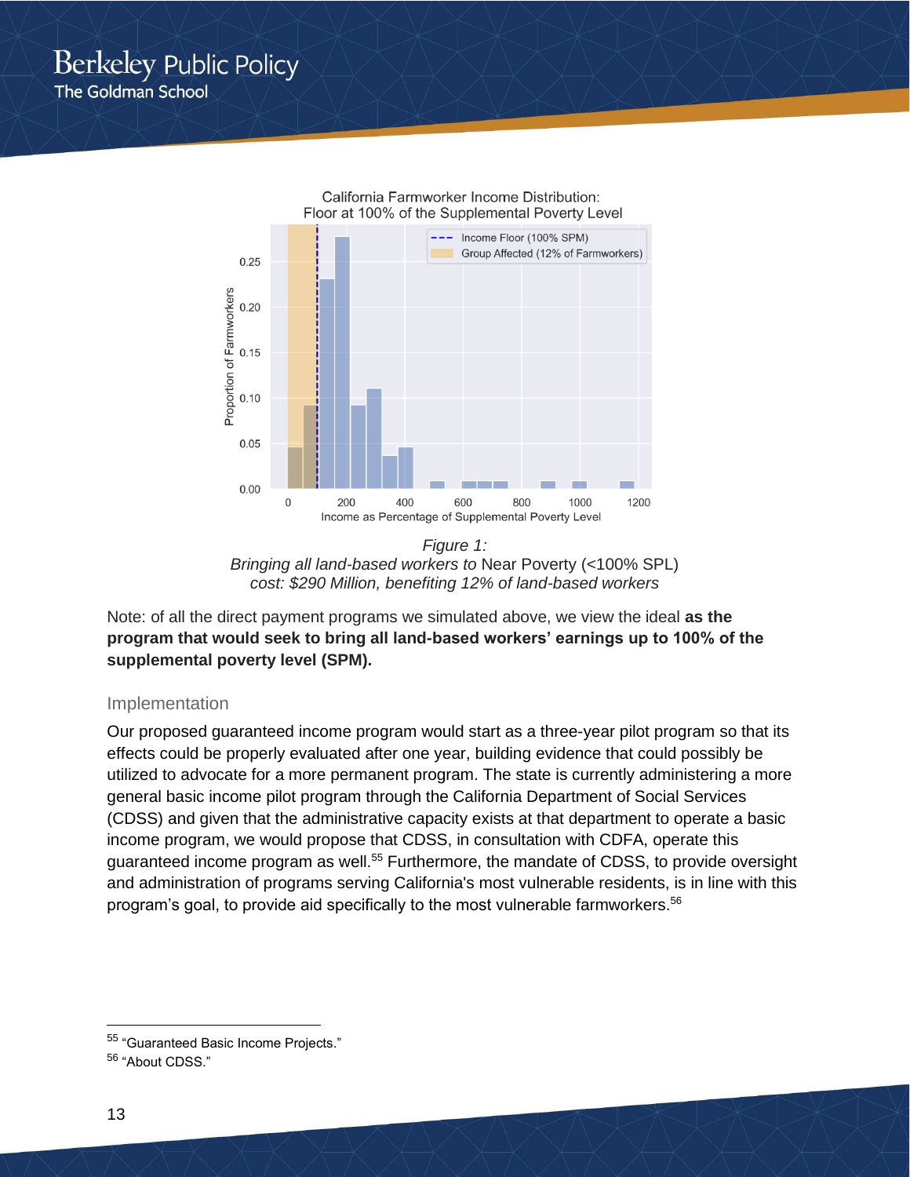*Figure 1:*
*Bringing all land-based workers to* Near Poverty (<100% SPL)
*cost: $290 Million, benefiting 12% of land-based workers*

Note: of all the direct payment programs we simulated above, we view the ideal **as the program that would seek to bring all land-based workers' earnings up to 100% of the supplemental poverty level (SPM).**

## Implementation

Our proposed guaranteed income program would start as a three-year pilot program so that its effects could be properly evaluated after one year, building evidence that could possibly be utilized to advocate for a more permanent program. The state is currently administering a more general basic income pilot program through the California Department of Social Services (CDSS) and given that the administrative capacity exists at that department to operate a basic income program, we would propose that CDSS, in consultation with CDFA, operate this guaranteed income program as well.[55] Furthermore, the mandate of CDSS, to provide oversight and administration of programs serving California's most vulnerable residents, is in line with this program's goal, to provide aid specifically to the most vulnerable farmworkers.[56]

---

[55] "Guaranteed Basic Income Projects."
[56] "About CDSS."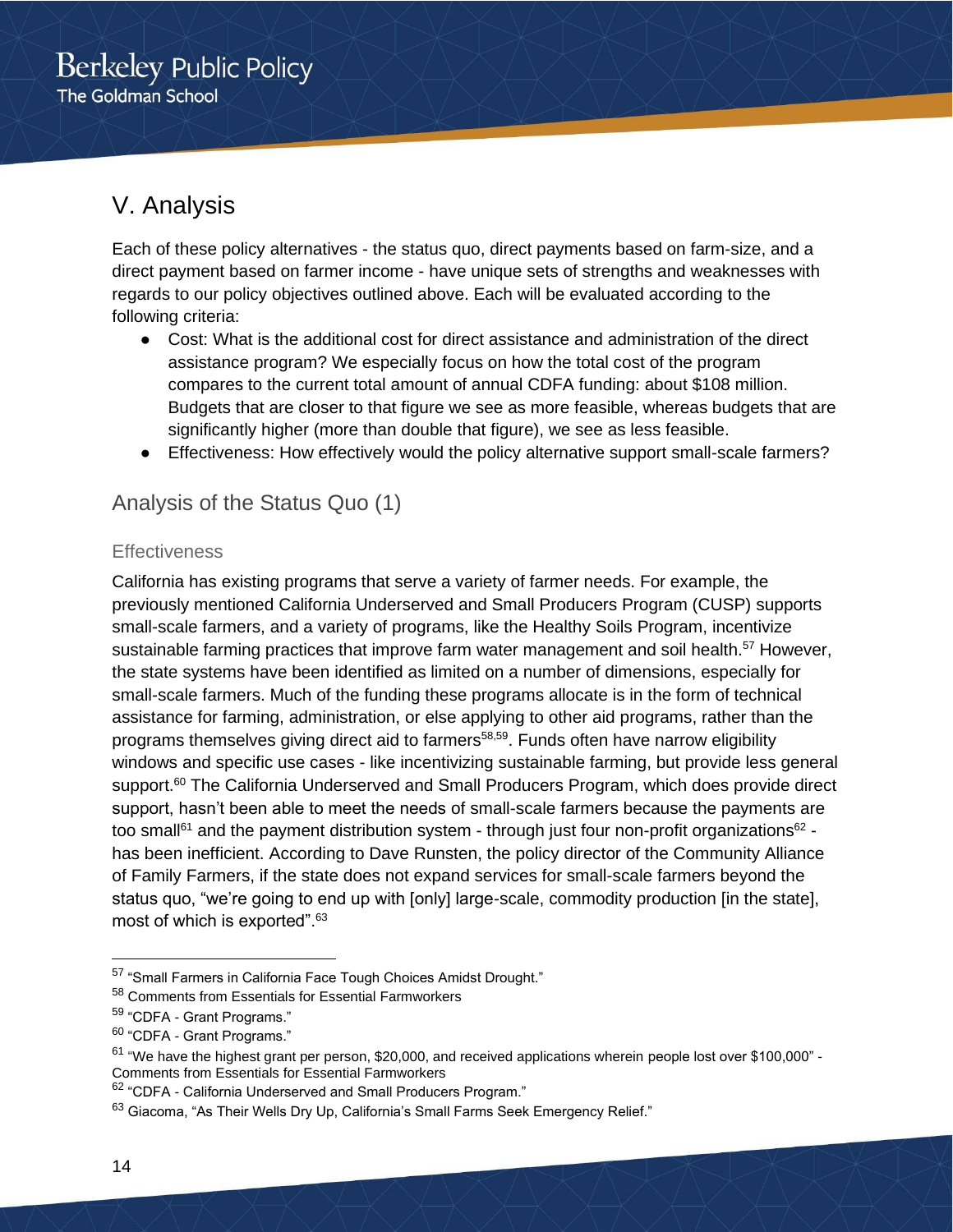# V. Analysis

Each of these policy alternatives - the status quo, direct payments based on farm-size, and a direct payment based on farmer income - have unique sets of strengths and weaknesses with regards to our policy objectives outlined above. Each will be evaluated according to the following criteria:

- Cost: What is the additional cost for direct assistance and administration of the direct assistance program? We especially focus on how the total cost of the program compares to the current total amount of annual CDFA funding: about $108 million. Budgets that are closer to that figure we see as more feasible, whereas budgets that are significantly higher (more than double that figure), we see as less feasible.
- Effectiveness: How effectively would the policy alternative support small-scale farmers?

## Analysis of the Status Quo (1)

### Effectiveness

California has existing programs that serve a variety of farmer needs. For example, the previously mentioned California Underserved and Small Producers Program (CUSP) supports small-scale farmers, and a variety of programs, like the Healthy Soils Program, incentivize sustainable farming practices that improve farm water management and soil health.[57] However, the state systems have been identified as limited on a number of dimensions, especially for small-scale farmers. Much of the funding these programs allocate is in the form of technical assistance for farming, administration, or else applying to other aid programs, rather than the programs themselves giving direct aid to farmers[58,59]. Funds often have narrow eligibility windows and specific use cases - like incentivizing sustainable farming, but provide less general support.[60] The California Underserved and Small Producers Program, which does provide direct support, hasn't been able to meet the needs of small-scale farmers because the payments are too small[61] and the payment distribution system - through just four non-profit organizations[62] - has been inefficient. According to Dave Runsten, the policy director of the Community Alliance of Family Farmers, if the state does not expand services for small-scale farmers beyond the status quo, "we're going to end up with [only] large-scale, commodity production [in the state], most of which is exported".[63]

---

[57] "Small Farmers in California Face Tough Choices Amidst Drought."

[58] Comments from Essentials for Essential Farmworkers

[59] "CDFA - Grant Programs."

[60] "CDFA - Grant Programs."

[61] "We have the highest grant per person, $20,000, and received applications wherein people lost over $100,000" - Comments from Essentials for Essential Farmworkers

[62] "CDFA - California Underserved and Small Producers Program."

[63] Giacoma, "As Their Wells Dry Up, California's Small Farms Seek Emergency Relief."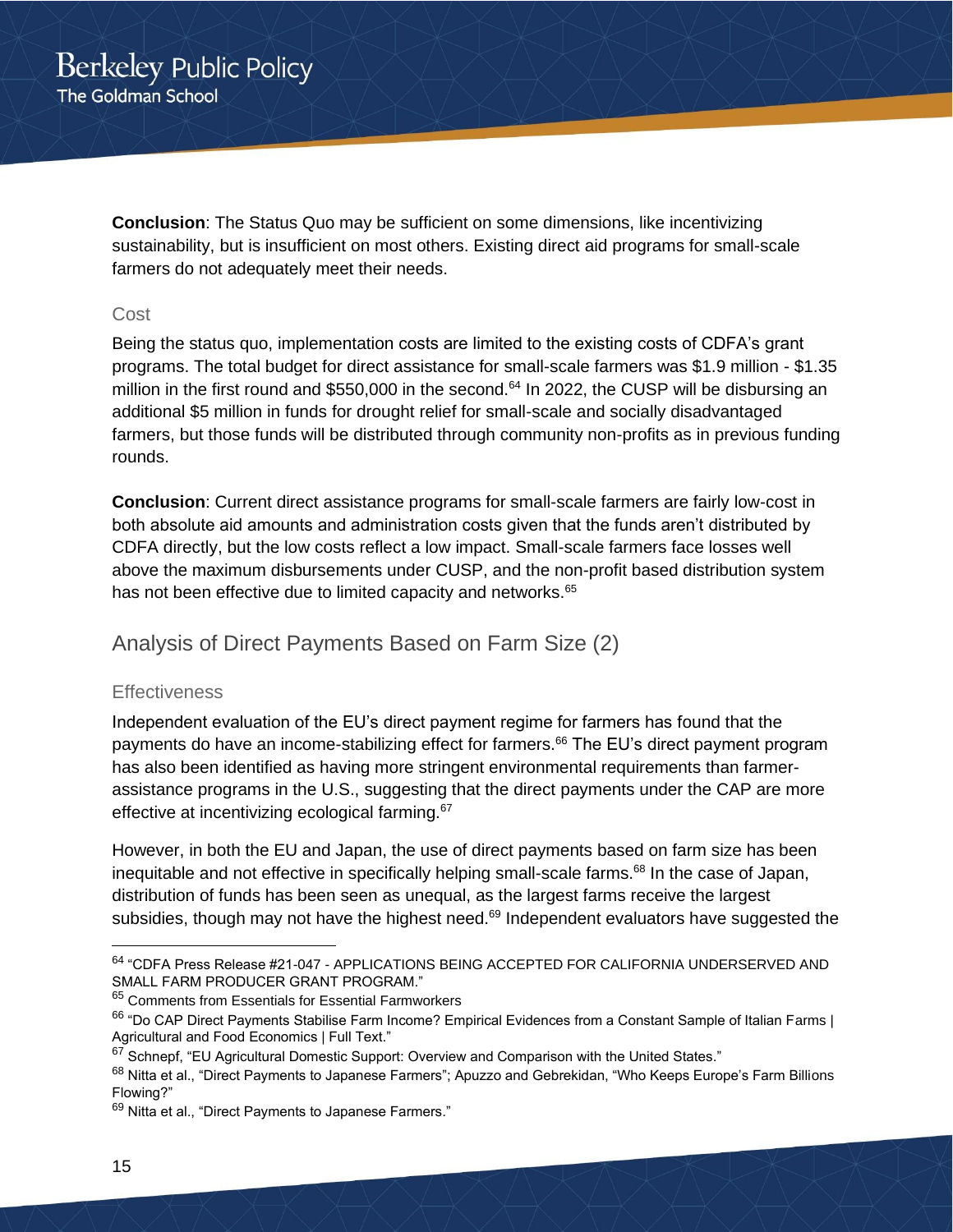**Conclusion**: The Status Quo may be sufficient on some dimensions, like incentivizing sustainability, but is insufficient on most others. Existing direct aid programs for small-scale farmers do not adequately meet their needs.

### Cost

Being the status quo, implementation costs are limited to the existing costs of CDFA's grant programs. The total budget for direct assistance for small-scale farmers was $1.9 million - $1.35 million in the first round and $550,000 in the second.[64] In 2022, the CUSP will be disbursing an additional $5 million in funds for drought relief for small-scale and socially disadvantaged farmers, but those funds will be distributed through community non-profits as in previous funding rounds.

**Conclusion**: Current direct assistance programs for small-scale farmers are fairly low-cost in both absolute aid amounts and administration costs given that the funds aren't distributed by CDFA directly, but the low costs reflect a low impact. Small-scale farmers face losses well above the maximum disbursements under CUSP, and the non-profit based distribution system has not been effective due to limited capacity and networks.[65]

## Analysis of Direct Payments Based on Farm Size (2)

### Effectiveness

Independent evaluation of the EU's direct payment regime for farmers has found that the payments do have an income-stabilizing effect for farmers.[66] The EU's direct payment program has also been identified as having more stringent environmental requirements than farmer-assistance programs in the U.S., suggesting that the direct payments under the CAP are more effective at incentivizing ecological farming.[67]

However, in both the EU and Japan, the use of direct payments based on farm size has been inequitable and not effective in specifically helping small-scale farms.[68] In the case of Japan, distribution of funds has been seen as unequal, as the largest farms receive the largest subsidies, though may not have the highest need.[69] Independent evaluators have suggested the

---

[64] "CDFA Press Release #21-047 - APPLICATIONS BEING ACCEPTED FOR CALIFORNIA UNDERSERVED AND SMALL FARM PRODUCER GRANT PROGRAM."

[65] Comments from Essentials for Essential Farmworkers

[66] "Do CAP Direct Payments Stabilise Farm Income? Empirical Evidences from a Constant Sample of Italian Farms | Agricultural and Food Economics | Full Text."

[67] Schnepf, "EU Agricultural Domestic Support: Overview and Comparison with the United States."

[68] Nitta et al., "Direct Payments to Japanese Farmers"; Apuzzo and Gebrekidan, "Who Keeps Europe's Farm Billions Flowing?"

[69] Nitta et al., "Direct Payments to Japanese Farmers."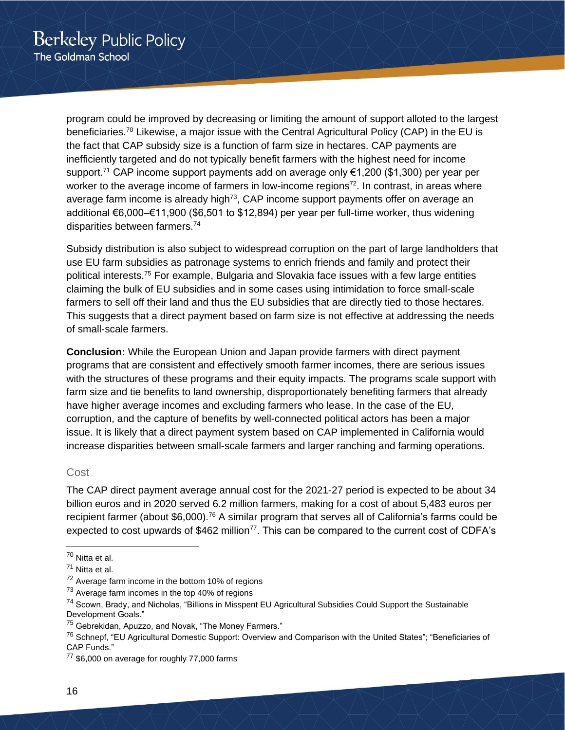program could be improved by decreasing or limiting the amount of support alloted to the largest beneficiaries.[70] Likewise, a major issue with the Central Agricultural Policy (CAP) in the EU is the fact that CAP subsidy size is a function of farm size in hectares. CAP payments are inefficiently targeted and do not typically benefit farmers with the highest need for income support.[71] CAP income support payments add on average only €1,200 ($1,300) per year per worker to the average income of farmers in low-income regions[72]. In contrast, in areas where average farm income is already high[73], CAP income support payments offer on average an additional €6,000–€11,900 ($6,501 to $12,894) per year per full-time worker, thus widening disparities between farmers.[74]

Subsidy distribution is also subject to widespread corruption on the part of large landholders that use EU farm subsidies as patronage systems to enrich friends and family and protect their political interests.[75] For example, Bulgaria and Slovakia face issues with a few large entities claiming the bulk of EU subsidies and in some cases using intimidation to force small-scale farmers to sell off their land and thus the EU subsidies that are directly tied to those hectares. This suggests that a direct payment based on farm size is not effective at addressing the needs of small-scale farmers.

**Conclusion:** While the European Union and Japan provide farmers with direct payment programs that are consistent and effectively smooth farmer incomes, there are serious issues with the structures of these programs and their equity impacts. The programs scale support with farm size and tie benefits to land ownership, disproportionately benefiting farmers that already have higher average incomes and excluding farmers who lease. In the case of the EU, corruption, and the capture of benefits by well-connected political actors has been a major issue. It is likely that a direct payment system based on CAP implemented in California would increase disparities between small-scale farmers and larger ranching and farming operations.

### Cost

The CAP direct payment average annual cost for the 2021-27 period is expected to be about 34 billion euros and in 2020 served 6.2 million farmers, making for a cost of about 5,483 euros per recipient farmer (about $6,000).[76] A similar program that serves all of California's farms could be expected to cost upwards of $462 million[77]. This can be compared to the current cost of CDFA's

---

[70] Nitta et al.

[71] Nitta et al.

[72] Average farm income in the bottom 10% of regions

[73] Average farm incomes in the top 40% of regions

[74] Scown, Brady, and Nicholas, "Billions in Misspent EU Agricultural Subsidies Could Support the Sustainable Development Goals."

[75] Gebrekidan, Apuzzo, and Novak, "The Money Farmers."

[76] Schnepf, "EU Agricultural Domestic Support: Overview and Comparison with the United States"; "Beneficiaries of CAP Funds."

[77] $6,000 on average for roughly 77,000 farms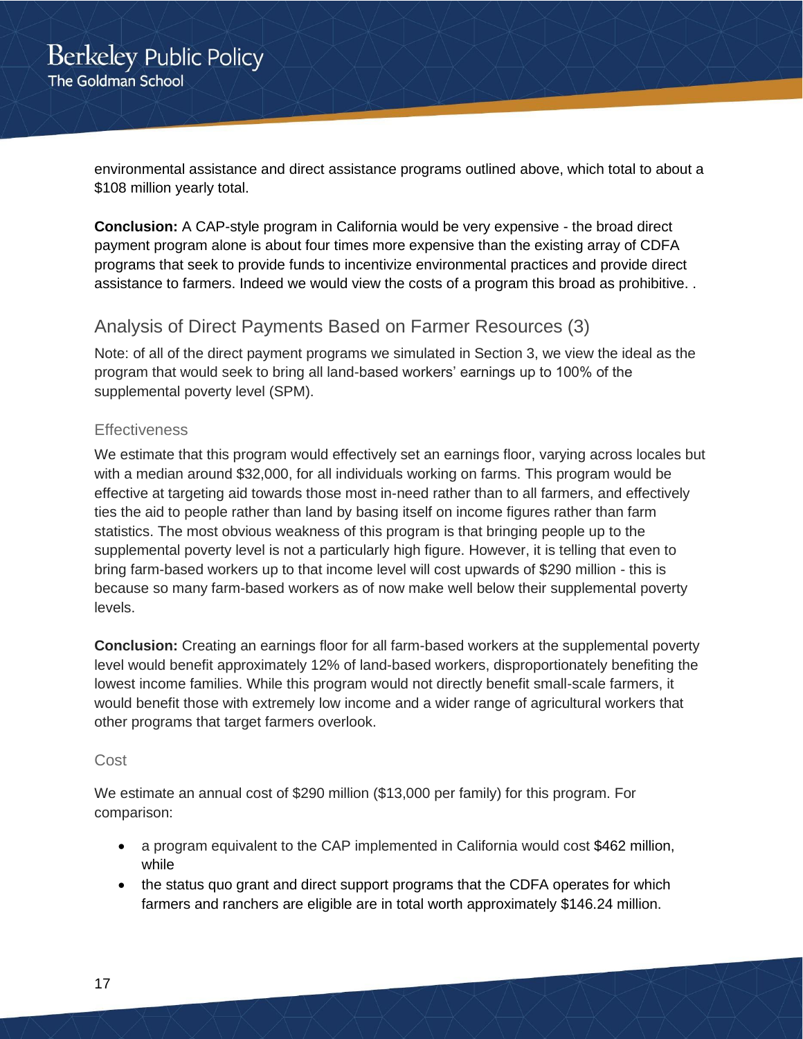environmental assistance and direct assistance programs outlined above, which total to about a $108 million yearly total.

**Conclusion:** A CAP-style program in California would be very expensive - the broad direct payment program alone is about four times more expensive than the existing array of CDFA programs that seek to provide funds to incentivize environmental practices and provide direct assistance to farmers. Indeed we would view the costs of a program this broad as prohibitive. .

## Analysis of Direct Payments Based on Farmer Resources (3)

Note: of all of the direct payment programs we simulated in Section 3, we view the ideal as the program that would seek to bring all land-based workers' earnings up to 100% of the supplemental poverty level (SPM).

### Effectiveness

We estimate that this program would effectively set an earnings floor, varying across locales but with a median around $32,000, for all individuals working on farms. This program would be effective at targeting aid towards those most in-need rather than to all farmers, and effectively ties the aid to people rather than land by basing itself on income figures rather than farm statistics. The most obvious weakness of this program is that bringing people up to the supplemental poverty level is not a particularly high figure. However, it is telling that even to bring farm-based workers up to that income level will cost upwards of $290 million - this is because so many farm-based workers as of now make well below their supplemental poverty levels.

**Conclusion:** Creating an earnings floor for all farm-based workers at the supplemental poverty level would benefit approximately 12% of land-based workers, disproportionately benefiting the lowest income families. While this program would not directly benefit small-scale farmers, it would benefit those with extremely low income and a wider range of agricultural workers that other programs that target farmers overlook.

### Cost

We estimate an annual cost of $290 million ($13,000 per family) for this program. For comparison:

- a program equivalent to the CAP implemented in California would cost $462 million, while
- the status quo grant and direct support programs that the CDFA operates for which farmers and ranchers are eligible are in total worth approximately $146.24 million.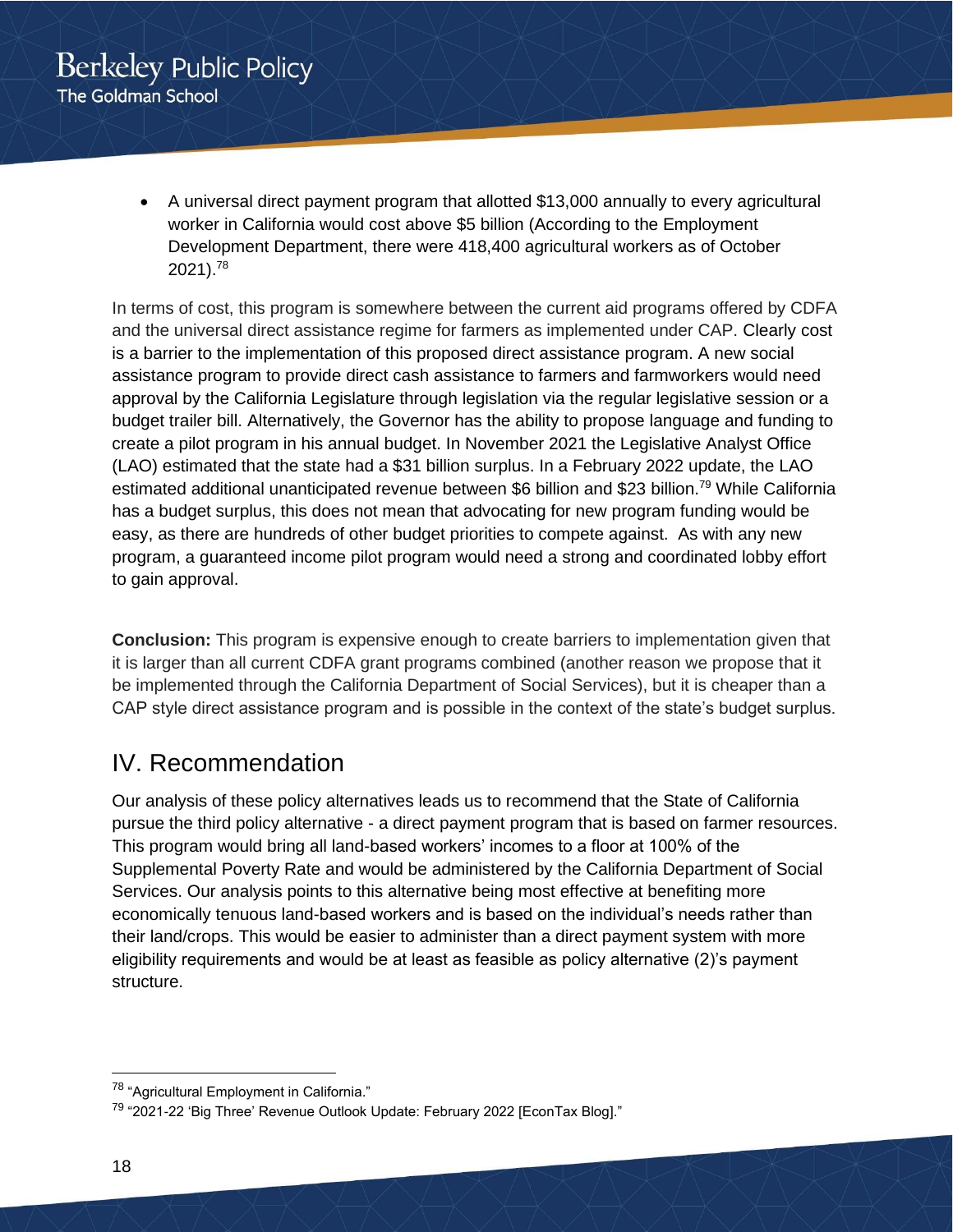- A universal direct payment program that allotted $13,000 annually to every agricultural worker in California would cost above $5 billion (According to the Employment Development Department, there were 418,400 agricultural workers as of October 2021).[78]

In terms of cost, this program is somewhere between the current aid programs offered by CDFA and the universal direct assistance regime for farmers as implemented under CAP. Clearly cost is a barrier to the implementation of this proposed direct assistance program. A new social assistance program to provide direct cash assistance to farmers and farmworkers would need approval by the California Legislature through legislation via the regular legislative session or a budget trailer bill. Alternatively, the Governor has the ability to propose language and funding to create a pilot program in his annual budget. In November 2021 the Legislative Analyst Office (LAO) estimated that the state had a $31 billion surplus. In a February 2022 update, the LAO estimated additional unanticipated revenue between $6 billion and $23 billion.[79] While California has a budget surplus, this does not mean that advocating for new program funding would be easy, as there are hundreds of other budget priorities to compete against. As with any new program, a guaranteed income pilot program would need a strong and coordinated lobby effort to gain approval.

**Conclusion:** This program is expensive enough to create barriers to implementation given that it is larger than all current CDFA grant programs combined (another reason we propose that it be implemented through the California Department of Social Services), but it is cheaper than a CAP style direct assistance program and is possible in the context of the state's budget surplus.

## IV. Recommendation

Our analysis of these policy alternatives leads us to recommend that the State of California pursue the third policy alternative - a direct payment program that is based on farmer resources. This program would bring all land-based workers' incomes to a floor at 100% of the Supplemental Poverty Rate and would be administered by the California Department of Social Services. Our analysis points to this alternative being most effective at benefiting more economically tenuous land-based workers and is based on the individual's needs rather than their land/crops. This would be easier to administer than a direct payment system with more eligibility requirements and would be at least as feasible as policy alternative (2)'s payment structure.

---

[78] "Agricultural Employment in California."

[79] "2021-22 'Big Three' Revenue Outlook Update: February 2022 [EconTax Blog]."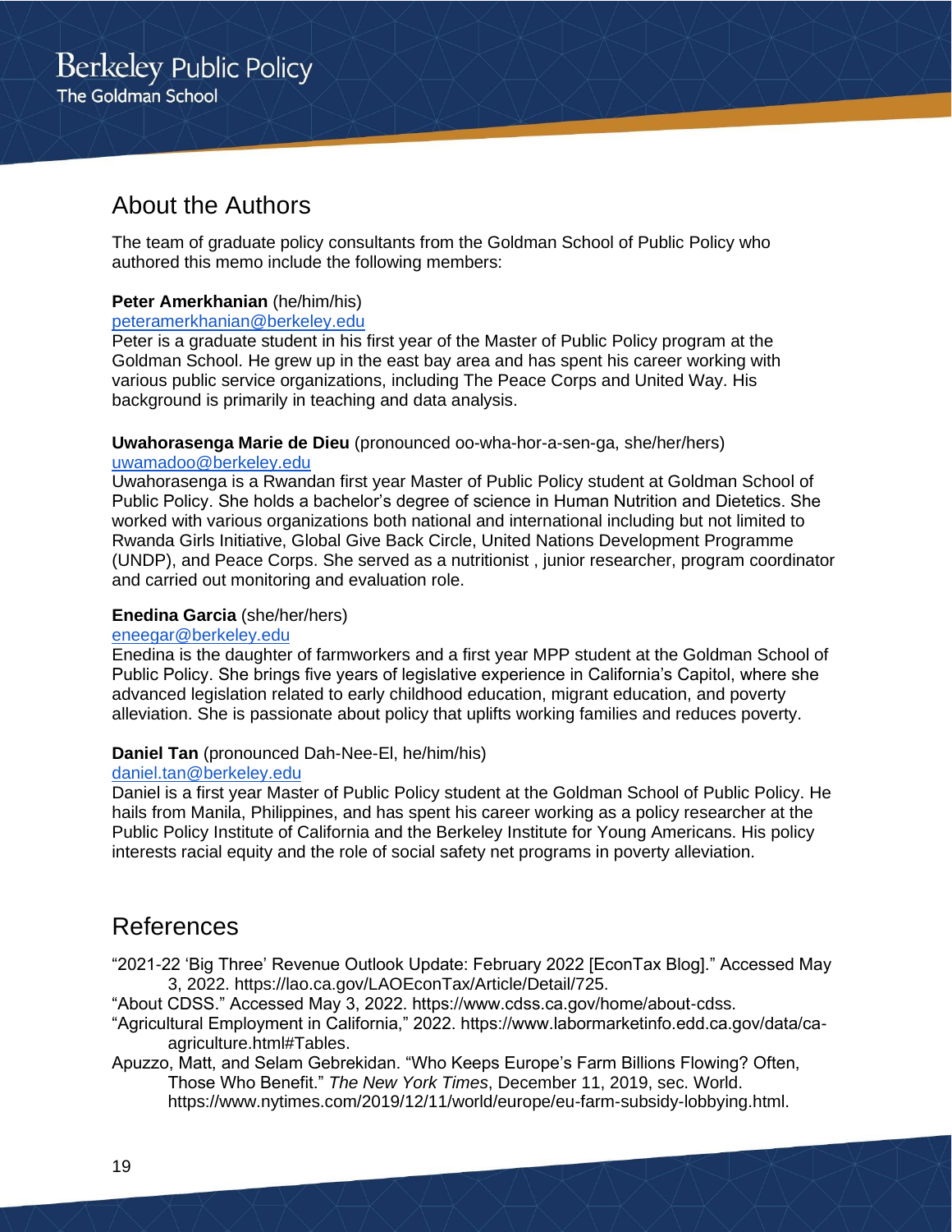## About the Authors

The team of graduate policy consultants from the Goldman School of Public Policy who authored this memo include the following members:

**Peter Amerkhanian** (he/him/his)
peteramerkhanian@berkeley.edu
Peter is a graduate student in his first year of the Master of Public Policy program at the Goldman School. He grew up in the east bay area and has spent his career working with various public service organizations, including The Peace Corps and United Way. His background is primarily in teaching and data analysis.

**Uwahorasenga Marie de Dieu** (pronounced oo-wha-hor-a-sen-ga, she/her/hers)
uwamadoo@berkeley.edu
Uwahorasenga is a Rwandan first year Master of Public Policy student at Goldman School of Public Policy. She holds a bachelor's degree of science in Human Nutrition and Dietetics. She worked with various organizations both national and international including but not limited to Rwanda Girls Initiative, Global Give Back Circle, United Nations Development Programme (UNDP), and Peace Corps. She served as a nutritionist , junior researcher, program coordinator and carried out monitoring and evaluation role.

**Enedina Garcia** (she/her/hers)
eneegar@berkeley.edu
Enedina is the daughter of farmworkers and a first year MPP student at the Goldman School of Public Policy. She brings five years of legislative experience in California's Capitol, where she advanced legislation related to early childhood education, migrant education, and poverty alleviation. She is passionate about policy that uplifts working families and reduces poverty.

**Daniel Tan** (pronounced Dah-Nee-El, he/him/his)
daniel.tan@berkeley.edu
Daniel is a first year Master of Public Policy student at the Goldman School of Public Policy. He hails from Manila, Philippines, and has spent his career working as a policy researcher at the Public Policy Institute of California and the Berkeley Institute for Young Americans. His policy interests racial equity and the role of social safety net programs in poverty alleviation.

## References

"2021-22 'Big Three' Revenue Outlook Update: February 2022 [EconTax Blog]." Accessed May 3, 2022. https://lao.ca.gov/LAOEconTax/Article/Detail/725.

"About CDSS." Accessed May 3, 2022. https://www.cdss.ca.gov/home/about-cdss.

"Agricultural Employment in California," 2022. https://www.labormarketinfo.edd.ca.gov/data/ca-agriculture.html#Tables.

Apuzzo, Matt, and Selam Gebrekidan. "Who Keeps Europe's Farm Billions Flowing? Often, Those Who Benefit." *The New York Times*, December 11, 2019, sec. World. https://www.nytimes.com/2019/12/11/world/europe/eu-farm-subsidy-lobbying.html.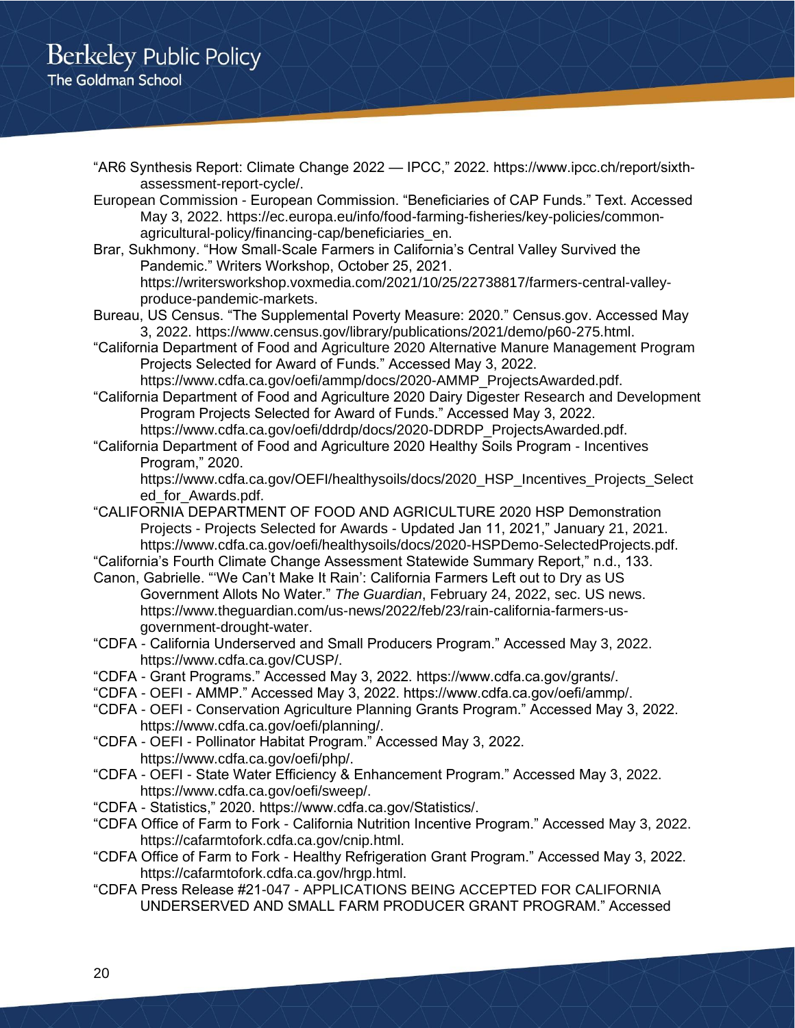"AR6 Synthesis Report: Climate Change 2022 — IPCC," 2022. https://www.ipcc.ch/report/sixth-assessment-report-cycle/.

European Commission - European Commission. "Beneficiaries of CAP Funds." Text. Accessed May 3, 2022. https://ec.europa.eu/info/food-farming-fisheries/key-policies/common-agricultural-policy/financing-cap/beneficiaries_en.

Brar, Sukhmony. "How Small-Scale Farmers in California's Central Valley Survived the Pandemic." Writers Workshop, October 25, 2021. https://writersworkshop.voxmedia.com/2021/10/25/22738817/farmers-central-valley-produce-pandemic-markets.

Bureau, US Census. "The Supplemental Poverty Measure: 2020." Census.gov. Accessed May 3, 2022. https://www.census.gov/library/publications/2021/demo/p60-275.html.

"California Department of Food and Agriculture 2020 Alternative Manure Management Program Projects Selected for Award of Funds." Accessed May 3, 2022. https://www.cdfa.ca.gov/oefi/ammp/docs/2020-AMMP_ProjectsAwarded.pdf.

"California Department of Food and Agriculture 2020 Dairy Digester Research and Development Program Projects Selected for Award of Funds." Accessed May 3, 2022. https://www.cdfa.ca.gov/oefi/ddrdp/docs/2020-DDRDP_ProjectsAwarded.pdf.

"California Department of Food and Agriculture 2020 Healthy Soils Program - Incentives Program," 2020. https://www.cdfa.ca.gov/OEFI/healthysoils/docs/2020_HSP_Incentives_Projects_Selected_for_Awards.pdf.

"CALIFORNIA DEPARTMENT OF FOOD AND AGRICULTURE 2020 HSP Demonstration Projects - Projects Selected for Awards - Updated Jan 11, 2021," January 21, 2021. https://www.cdfa.ca.gov/oefi/healthysoils/docs/2020-HSPDemo-SelectedProjects.pdf.

"California's Fourth Climate Change Assessment Statewide Summary Report," n.d., 133.

Canon, Gabrielle. "'We Can't Make It Rain': California Farmers Left out to Dry as US Government Allots No Water." *The Guardian*, February 24, 2022, sec. US news. https://www.theguardian.com/us-news/2022/feb/23/rain-california-farmers-us-government-drought-water.

"CDFA - California Underserved and Small Producers Program." Accessed May 3, 2022. https://www.cdfa.ca.gov/CUSP/.

"CDFA - Grant Programs." Accessed May 3, 2022. https://www.cdfa.ca.gov/grants/.

"CDFA - OEFI - AMMP." Accessed May 3, 2022. https://www.cdfa.ca.gov/oefi/ammp/.

"CDFA - OEFI - Conservation Agriculture Planning Grants Program." Accessed May 3, 2022. https://www.cdfa.ca.gov/oefi/planning/.

"CDFA - OEFI - Pollinator Habitat Program." Accessed May 3, 2022. https://www.cdfa.ca.gov/oefi/php/.

"CDFA - OEFI - State Water Efficiency & Enhancement Program." Accessed May 3, 2022. https://www.cdfa.ca.gov/oefi/sweep/.

"CDFA - Statistics," 2020. https://www.cdfa.ca.gov/Statistics/.

"CDFA Office of Farm to Fork - California Nutrition Incentive Program." Accessed May 3, 2022. https://cafarmtofork.cdfa.ca.gov/cnip.html.

"CDFA Office of Farm to Fork - Healthy Refrigeration Grant Program." Accessed May 3, 2022. https://cafarmtofork.cdfa.ca.gov/hrgp.html.

"CDFA Press Release #21-047 - APPLICATIONS BEING ACCEPTED FOR CALIFORNIA UNDERSERVED AND SMALL FARM PRODUCER GRANT PROGRAM." Accessed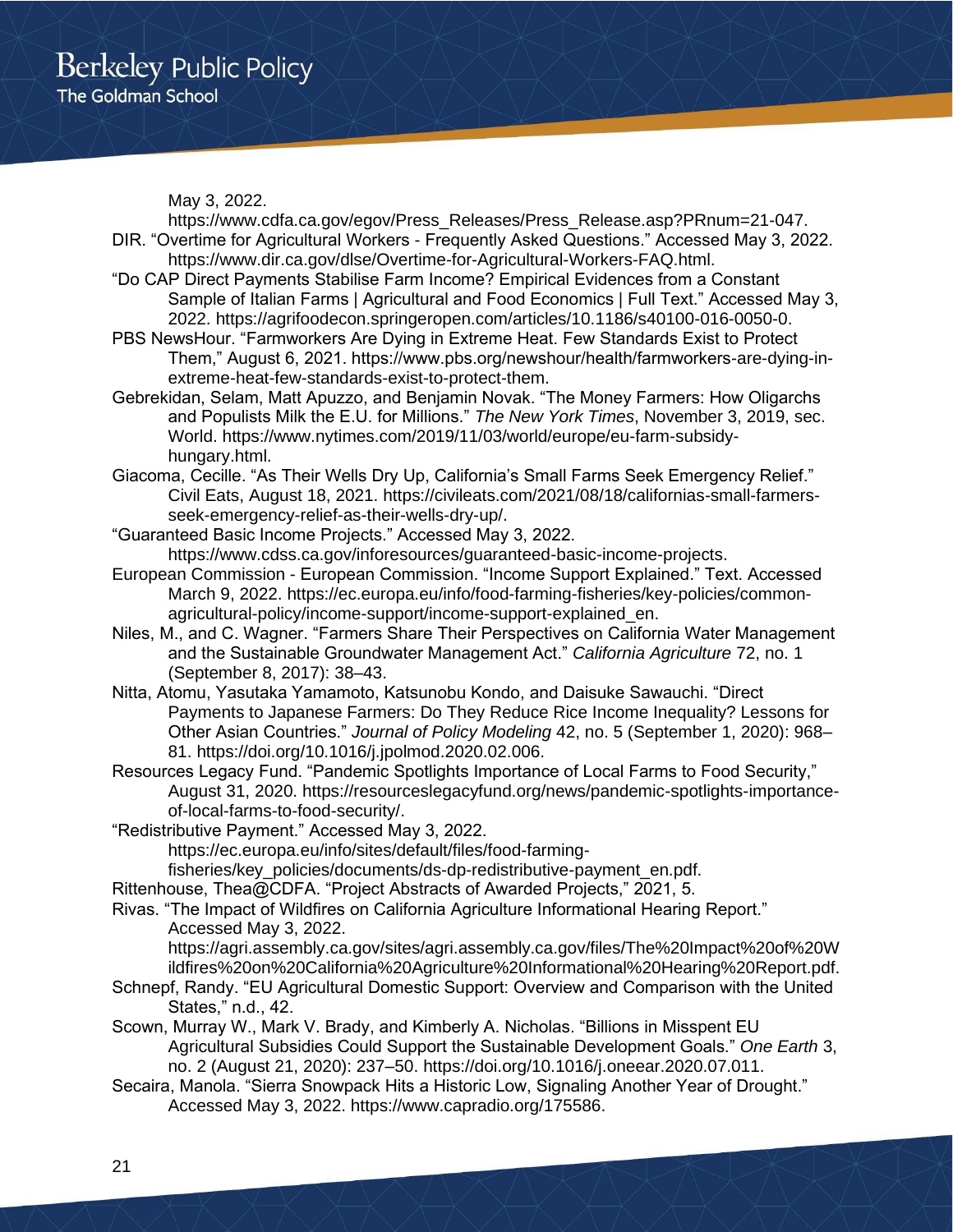May 3, 2022. https://www.cdfa.ca.gov/egov/Press_Releases/Press_Release.asp?PRnum=21-047.

DIR. "Overtime for Agricultural Workers - Frequently Asked Questions." Accessed May 3, 2022. https://www.dir.ca.gov/dlse/Overtime-for-Agricultural-Workers-FAQ.html.

"Do CAP Direct Payments Stabilise Farm Income? Empirical Evidences from a Constant Sample of Italian Farms | Agricultural and Food Economics | Full Text." Accessed May 3, 2022. https://agrifoodecon.springeropen.com/articles/10.1186/s40100-016-0050-0.

PBS NewsHour. "Farmworkers Are Dying in Extreme Heat. Few Standards Exist to Protect Them," August 6, 2021. https://www.pbs.org/newshour/health/farmworkers-are-dying-in-extreme-heat-few-standards-exist-to-protect-them.

Gebrekidan, Selam, Matt Apuzzo, and Benjamin Novak. "The Money Farmers: How Oligarchs and Populists Milk the E.U. for Millions." *The New York Times*, November 3, 2019, sec. World. https://www.nytimes.com/2019/11/03/world/europe/eu-farm-subsidy-hungary.html.

Giacoma, Cecille. "As Their Wells Dry Up, California's Small Farms Seek Emergency Relief." Civil Eats, August 18, 2021. https://civileats.com/2021/08/18/californias-small-farmers-seek-emergency-relief-as-their-wells-dry-up/.

"Guaranteed Basic Income Projects." Accessed May 3, 2022. https://www.cdss.ca.gov/inforesources/guaranteed-basic-income-projects.

European Commission - European Commission. "Income Support Explained." Text. Accessed March 9, 2022. https://ec.europa.eu/info/food-farming-fisheries/key-policies/common-agricultural-policy/income-support/income-support-explained_en.

Niles, M., and C. Wagner. "Farmers Share Their Perspectives on California Water Management and the Sustainable Groundwater Management Act." *California Agriculture* 72, no. 1 (September 8, 2017): 38–43.

Nitta, Atomu, Yasutaka Yamamoto, Katsunobu Kondo, and Daisuke Sawauchi. "Direct Payments to Japanese Farmers: Do They Reduce Rice Income Inequality? Lessons for Other Asian Countries." *Journal of Policy Modeling* 42, no. 5 (September 1, 2020): 968–81. https://doi.org/10.1016/j.jpolmod.2020.02.006.

Resources Legacy Fund. "Pandemic Spotlights Importance of Local Farms to Food Security," August 31, 2020. https://resourceslegacyfund.org/news/pandemic-spotlights-importance-of-local-farms-to-food-security/.

"Redistributive Payment." Accessed May 3, 2022. https://ec.europa.eu/info/sites/default/files/food-farming-fisheries/key_policies/documents/ds-dp-redistributive-payment_en.pdf.

Rittenhouse, Thea@CDFA. "Project Abstracts of Awarded Projects," 2021, 5.

Rivas. "The Impact of Wildfires on California Agriculture Informational Hearing Report." Accessed May 3, 2022. https://agri.assembly.ca.gov/sites/agri.assembly.ca.gov/files/The%20Impact%20of%20Wildfires%20on%20California%20Agriculture%20Informational%20Hearing%20Report.pdf.

Schnepf, Randy. "EU Agricultural Domestic Support: Overview and Comparison with the United States," n.d., 42.

Scown, Murray W., Mark V. Brady, and Kimberly A. Nicholas. "Billions in Misspent EU Agricultural Subsidies Could Support the Sustainable Development Goals." *One Earth* 3, no. 2 (August 21, 2020): 237–50. https://doi.org/10.1016/j.oneear.2020.07.011.

Secaira, Manola. "Sierra Snowpack Hits a Historic Low, Signaling Another Year of Drought." Accessed May 3, 2022. https://www.capradio.org/175586.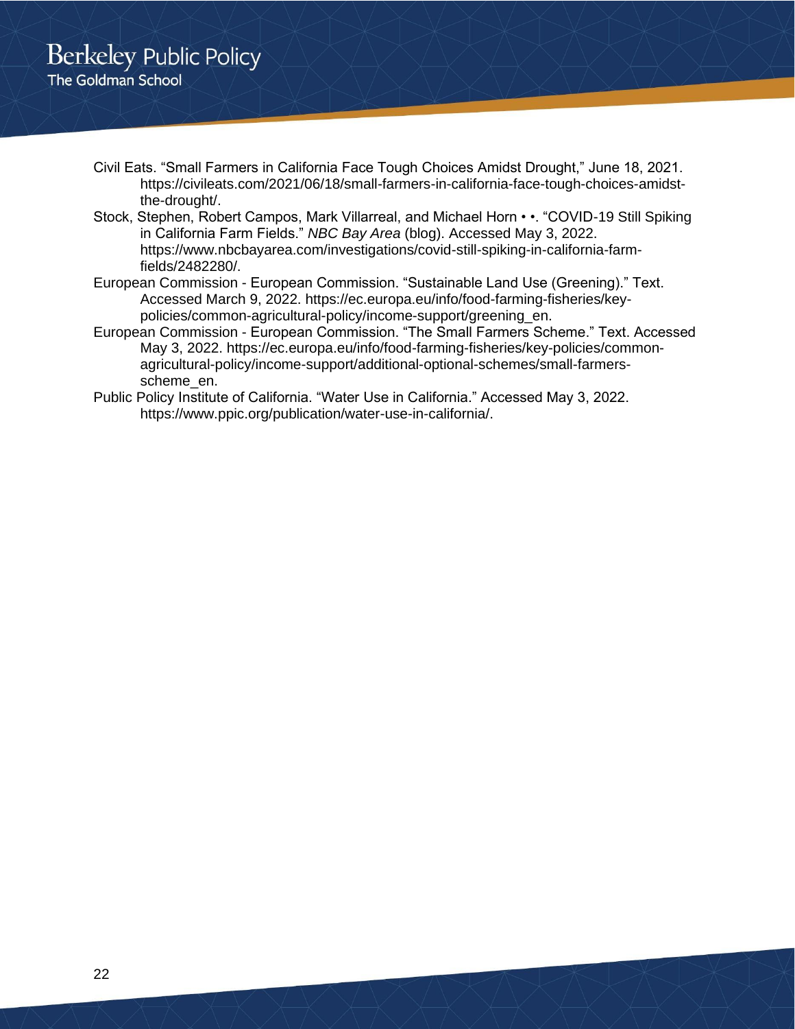Civil Eats. “Small Farmers in California Face Tough Choices Amidst Drought,” June 18, 2021. https://civileats.com/2021/06/18/small-farmers-in-california-face-tough-choices-amidst-the-drought/.

Stock, Stephen, Robert Campos, Mark Villarreal, and Michael Horn • •. “COVID-19 Still Spiking in California Farm Fields.” *NBC Bay Area* (blog). Accessed May 3, 2022. https://www.nbcbayarea.com/investigations/covid-still-spiking-in-california-farm-fields/2482280/.

European Commission - European Commission. “Sustainable Land Use (Greening).” Text. Accessed March 9, 2022. https://ec.europa.eu/info/food-farming-fisheries/key-policies/common-agricultural-policy/income-support/greening_en.

European Commission - European Commission. “The Small Farmers Scheme.” Text. Accessed May 3, 2022. https://ec.europa.eu/info/food-farming-fisheries/key-policies/common-agricultural-policy/income-support/additional-optional-schemes/small-farmers-scheme_en.

Public Policy Institute of California. “Water Use in California.” Accessed May 3, 2022. https://www.ppic.org/publication/water-use-in-california/.